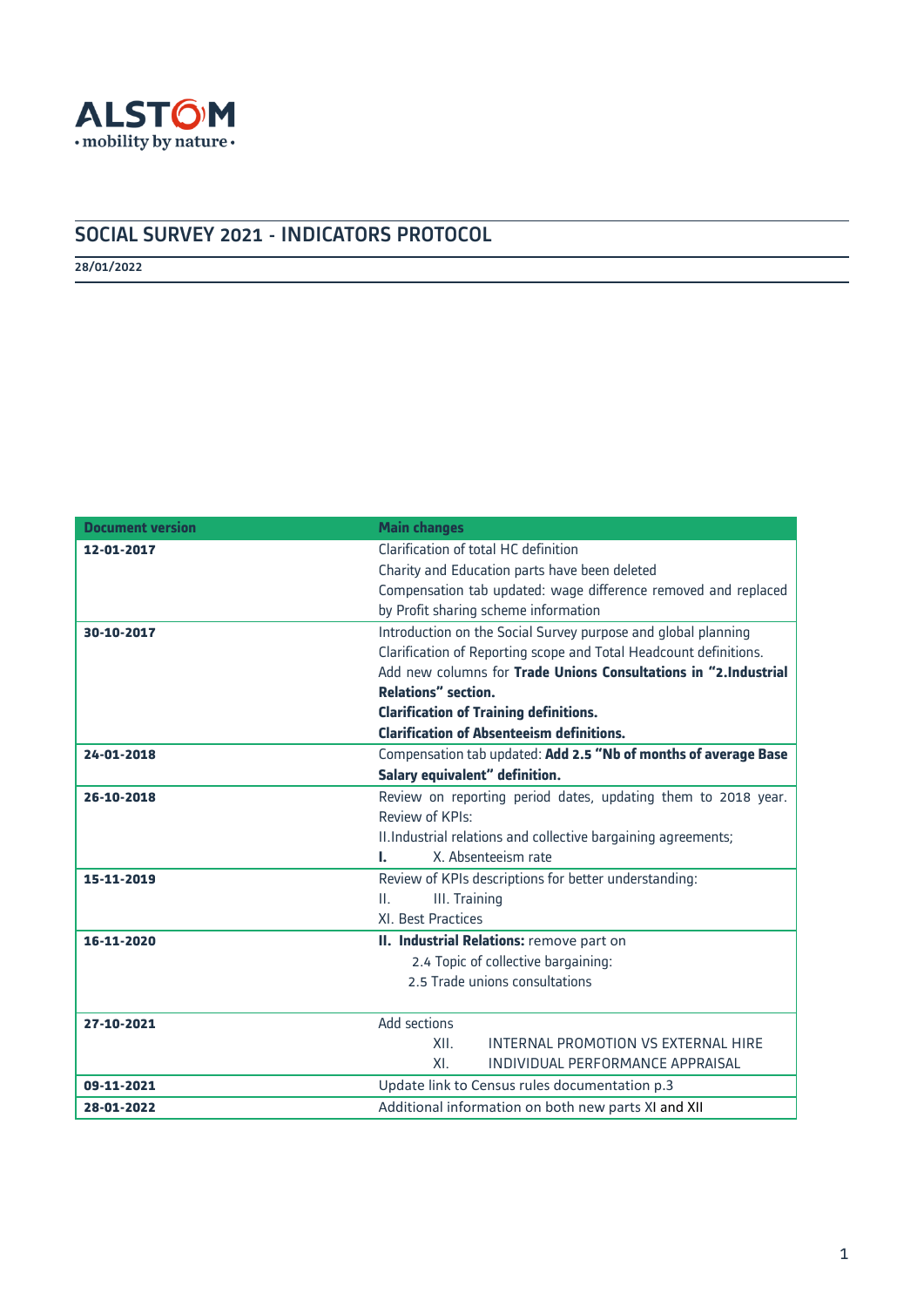ALSTOM
• mobility by nature •

# SOCIAL SURVEY 2021 - INDICATORS PROTOCOL

**28/01/2022**

| Document version | Main changes |
| --- | --- |
| **12-01-2017** | Clarification of total HC definition<br>Charity and Education parts have been deleted<br>Compensation tab updated: wage difference removed and replaced by Profit sharing scheme information |
| **30-10-2017** | Introduction on the Social Survey purpose and global planning<br>Clarification of Reporting scope and Total Headcount definitions.<br>Add new columns for **Trade Unions Consultations in "2.Industrial Relations" section.**<br>**Clarification of Training definitions.**<br>**Clarification of Absenteeism definitions.** |
| **24-01-2018** | Compensation tab updated: **Add 2.5 "Nb of months of average Base Salary equivalent" definition.** |
| **26-10-2018** | Review on reporting period dates, updating them to 2018 year.<br>Review of KPIs:<br>II.Industrial relations and collective bargaining agreements;<br>**I.** X. Absenteeism rate |
| **15-11-2019** | Review of KPIs descriptions for better understanding:<br>II. III. Training<br>XI. Best Practices |
| **16-11-2020** | **II. Industrial Relations:** remove part on<br>2.4 Topic of collective bargaining:<br>2.5 Trade unions consultations |
| **27-10-2021** | Add sections<br>XII. INTERNAL PROMOTION VS EXTERNAL HIRE<br>XI. INDIVIDUAL PERFORMANCE APPRAISAL |
| **09-11-2021** | Update link to Census rules documentation p.3 |
| **28-01-2022** | Additional information on both new parts XI and XII |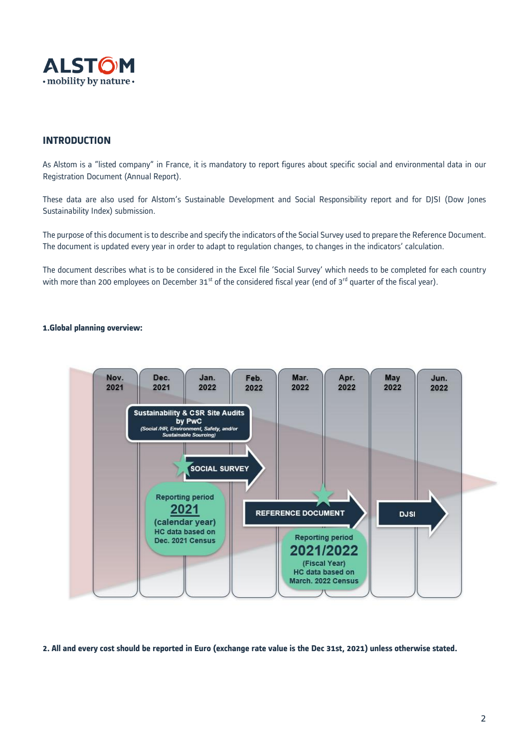## INTRODUCTION

As Alstom is a "listed company" in France, it is mandatory to report figures about specific social and environmental data in our Registration Document (Annual Report).

These data are also used for Alstom's Sustainable Development and Social Responsibility report and for DJSI (Dow Jones Sustainability Index) submission.

The purpose of this document is to describe and specify the indicators of the Social Survey used to prepare the Reference Document. The document is updated every year in order to adapt to regulation changes, to changes in the indicators' calculation.

The document describes what is to be considered in the Excel file 'Social Survey' which needs to be completed for each country with more than 200 employees on December 31st of the considered fiscal year (end of 3rd quarter of the fiscal year).

**1.Global planning overview:**

Nov. 2021 | Dec. 2021 | Jan. 2022 | Feb. 2022 | Mar. 2022 | Apr. 2022 | May 2022 | Jun. 2022

**Sustainability & CSR Site Audits by PwC**
*(Social /HR, Environment, Safety, and/or Sustainable Sourcing)*

**SOCIAL SURVEY**

Reporting period **2021** (calendar year) HC data based on Dec. 2021 Census

**REFERENCE DOCUMENT**

Reporting period **2021/2022** (Fiscal Year) HC data based on March. 2022 Census

**DJSI**

**2. All and every cost should be reported in Euro (exchange rate value is the Dec 31st, 2021) unless otherwise stated.**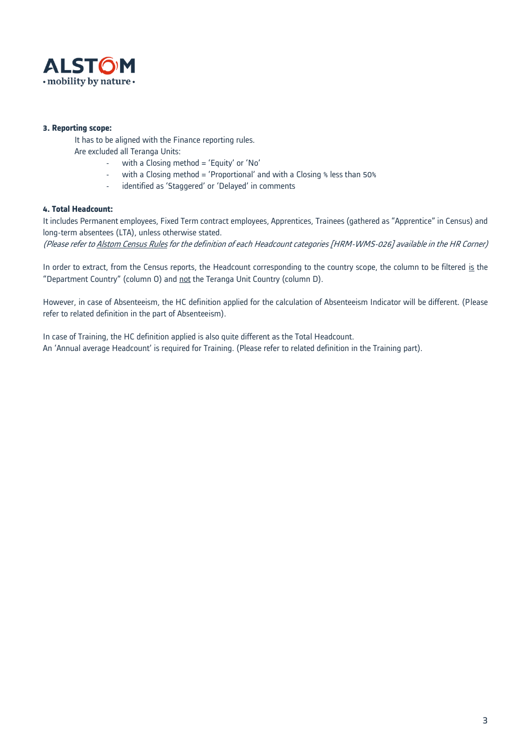**3. Reporting scope:**

It has to be aligned with the Finance reporting rules.

Are excluded all Teranga Units:

- with a Closing method = 'Equity' or 'No'
- with a Closing method = 'Proportional' and with a Closing % less than 50%
- identified as 'Staggered' or 'Delayed' in comments

**4. Total Headcount:**

It includes Permanent employees, Fixed Term contract employees, Apprentices, Trainees (gathered as "Apprentice" in Census) and long-term absentees (LTA), unless otherwise stated.

*(Please refer to Alstom Census Rules for the definition of each Headcount categories [HRM-WMS-026] available in the HR Corner)*

In order to extract, from the Census reports, the Headcount corresponding to the country scope, the column to be filtered is the "Department Country" (column O) and not the Teranga Unit Country (column D).

However, in case of Absenteeism, the HC definition applied for the calculation of Absenteeism Indicator will be different. (Please refer to related definition in the part of Absenteeism).

In case of Training, the HC definition applied is also quite different as the Total Headcount.
An 'Annual average Headcount' is required for Training. (Please refer to related definition in the Training part).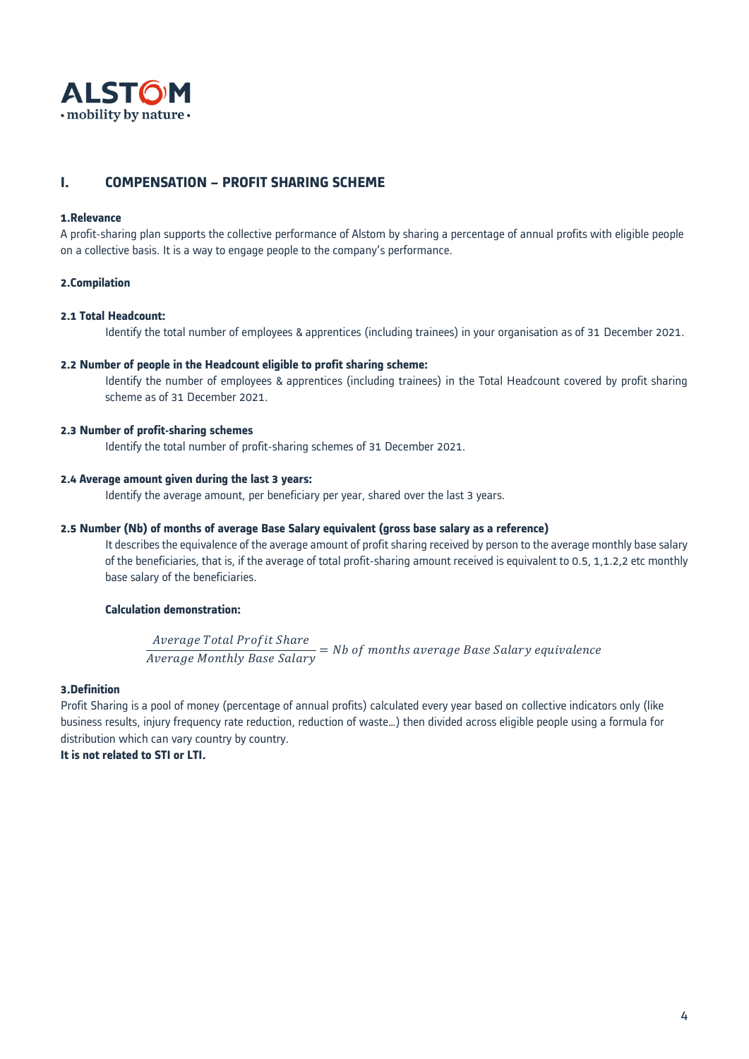## I. COMPENSATION – PROFIT SHARING SCHEME

**1.Relevance**

A profit-sharing plan supports the collective performance of Alstom by sharing a percentage of annual profits with eligible people on a collective basis. It is a way to engage people to the company's performance.

**2.Compilation**

**2.1 Total Headcount:**

Identify the total number of employees & apprentices (including trainees) in your organisation as of 31 December 2021.

**2.2 Number of people in the Headcount eligible to profit sharing scheme:**

Identify the number of employees & apprentices (including trainees) in the Total Headcount covered by profit sharing scheme as of 31 December 2021.

**2.3 Number of profit-sharing schemes**

Identify the total number of profit-sharing schemes of 31 December 2021.

**2.4 Average amount given during the last 3 years:**

Identify the average amount, per beneficiary per year, shared over the last 3 years.

**2.5 Number (Nb) of months of average Base Salary equivalent (gross base salary as a reference)**

It describes the equivalence of the average amount of profit sharing received by person to the average monthly base salary of the beneficiaries, that is, if the average of total profit-sharing amount received is equivalent to 0.5, 1,1.2,2 etc monthly base salary of the beneficiaries.

**Calculation demonstration:**

$$\frac{Average\ Total\ Profit\ Share}{Average\ Monthly\ Base\ Salary} = Nb\ of\ months\ average\ Base\ Salary\ equivalence$$

**3.Definition**

Profit Sharing is a pool of money (percentage of annual profits) calculated every year based on collective indicators only (like business results, injury frequency rate reduction, reduction of waste…) then divided across eligible people using a formula for distribution which can vary country by country.

**It is not related to STI or LTI.**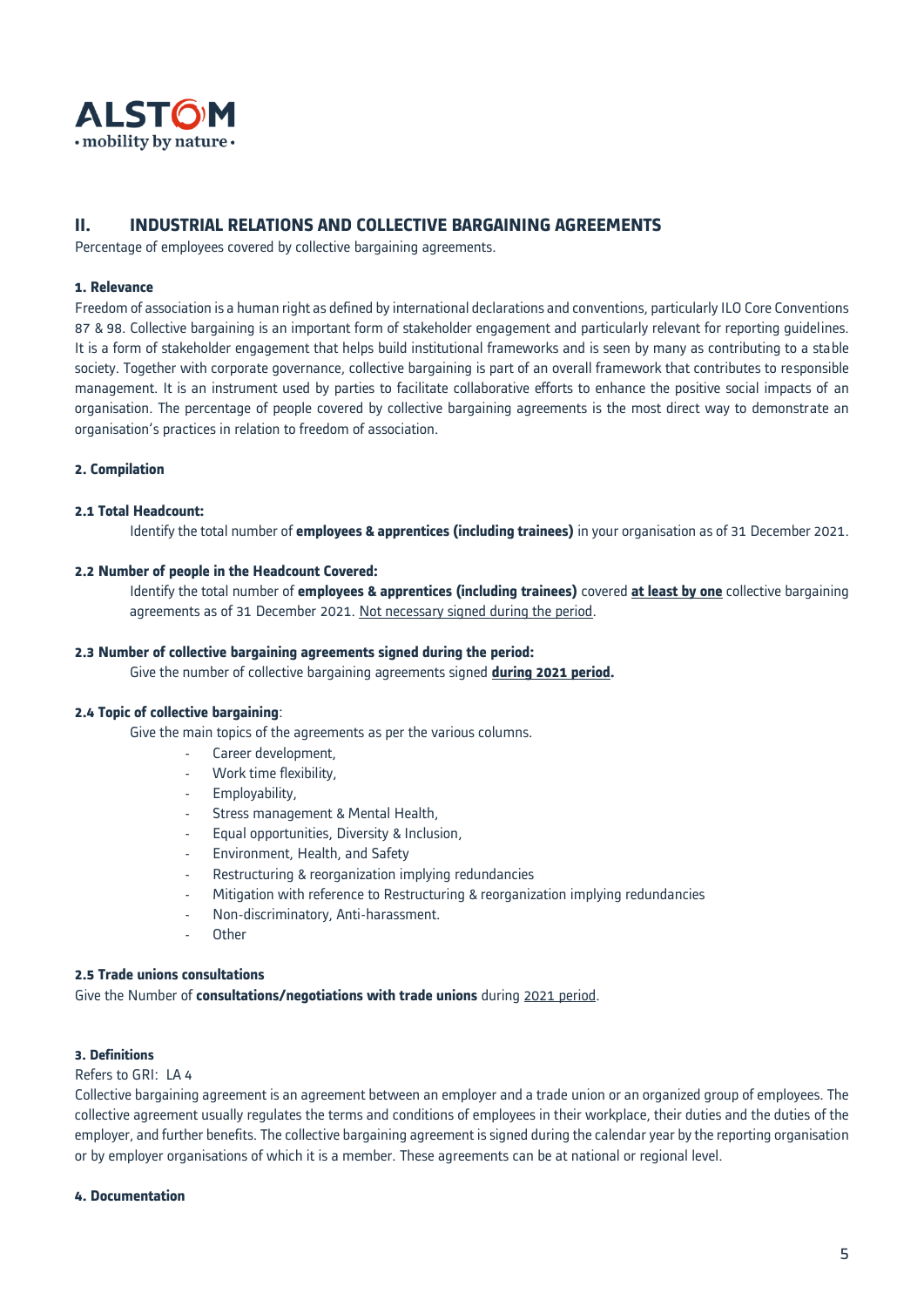## II. INDUSTRIAL RELATIONS AND COLLECTIVE BARGAINING AGREEMENTS

Percentage of employees covered by collective bargaining agreements.

**1. Relevance**

Freedom of association is a human right as defined by international declarations and conventions, particularly ILO Core Conventions 87 & 98. Collective bargaining is an important form of stakeholder engagement and particularly relevant for reporting guidelines. It is a form of stakeholder engagement that helps build institutional frameworks and is seen by many as contributing to a stable society. Together with corporate governance, collective bargaining is part of an overall framework that contributes to responsible management. It is an instrument used by parties to facilitate collaborative efforts to enhance the positive social impacts of an organisation. The percentage of people covered by collective bargaining agreements is the most direct way to demonstrate an organisation's practices in relation to freedom of association.

**2. Compilation**

**2.1 Total Headcount:**

Identify the total number of **employees & apprentices (including trainees)** in your organisation as of 31 December 2021.

**2.2 Number of people in the Headcount Covered:**

Identify the total number of **employees & apprentices (including trainees)** covered **at least by one** collective bargaining agreements as of 31 December 2021. Not necessary signed during the period.

**2.3 Number of collective bargaining agreements signed during the period:**

Give the number of collective bargaining agreements signed **during 2021 period.**

**2.4 Topic of collective bargaining**:

Give the main topics of the agreements as per the various columns.

- Career development,
- Work time flexibility,
- Employability,
- Stress management & Mental Health,
- Equal opportunities, Diversity & Inclusion,
- Environment, Health, and Safety
- Restructuring & reorganization implying redundancies
- Mitigation with reference to Restructuring & reorganization implying redundancies
- Non-discriminatory, Anti-harassment.
- Other

**2.5 Trade unions consultations**

Give the Number of **consultations/negotiations with trade unions** during 2021 period.

**3. Definitions**

Refers to GRI: LA 4

Collective bargaining agreement is an agreement between an employer and a trade union or an organized group of employees. The collective agreement usually regulates the terms and conditions of employees in their workplace, their duties and the duties of the employer, and further benefits. The collective bargaining agreement is signed during the calendar year by the reporting organisation or by employer organisations of which it is a member. These agreements can be at national or regional level.

**4. Documentation**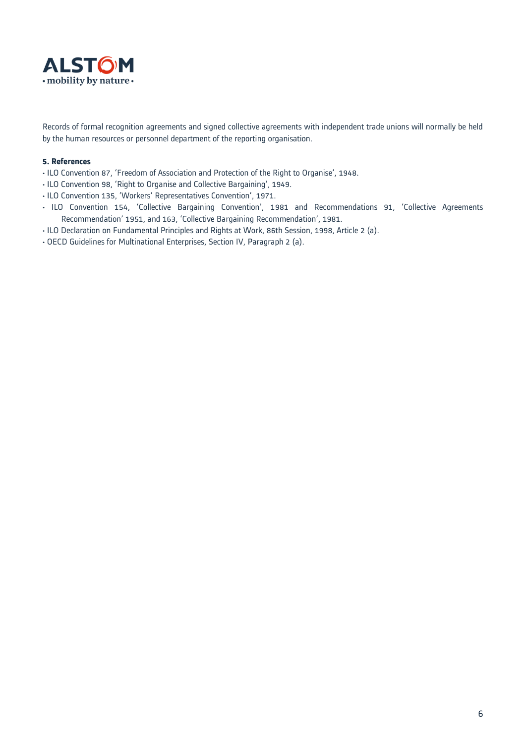Records of formal recognition agreements and signed collective agreements with independent trade unions will normally be held by the human resources or personnel department of the reporting organisation.

**5. References**

- ILO Convention 87, 'Freedom of Association and Protection of the Right to Organise', 1948.
- ILO Convention 98, 'Right to Organise and Collective Bargaining', 1949.
- ILO Convention 135, 'Workers' Representatives Convention', 1971.
- ILO Convention 154, 'Collective Bargaining Convention', 1981 and Recommendations 91, 'Collective Agreements Recommendation' 1951, and 163, 'Collective Bargaining Recommendation', 1981.
- ILO Declaration on Fundamental Principles and Rights at Work, 86th Session, 1998, Article 2 (a).
- OECD Guidelines for Multinational Enterprises, Section IV, Paragraph 2 (a).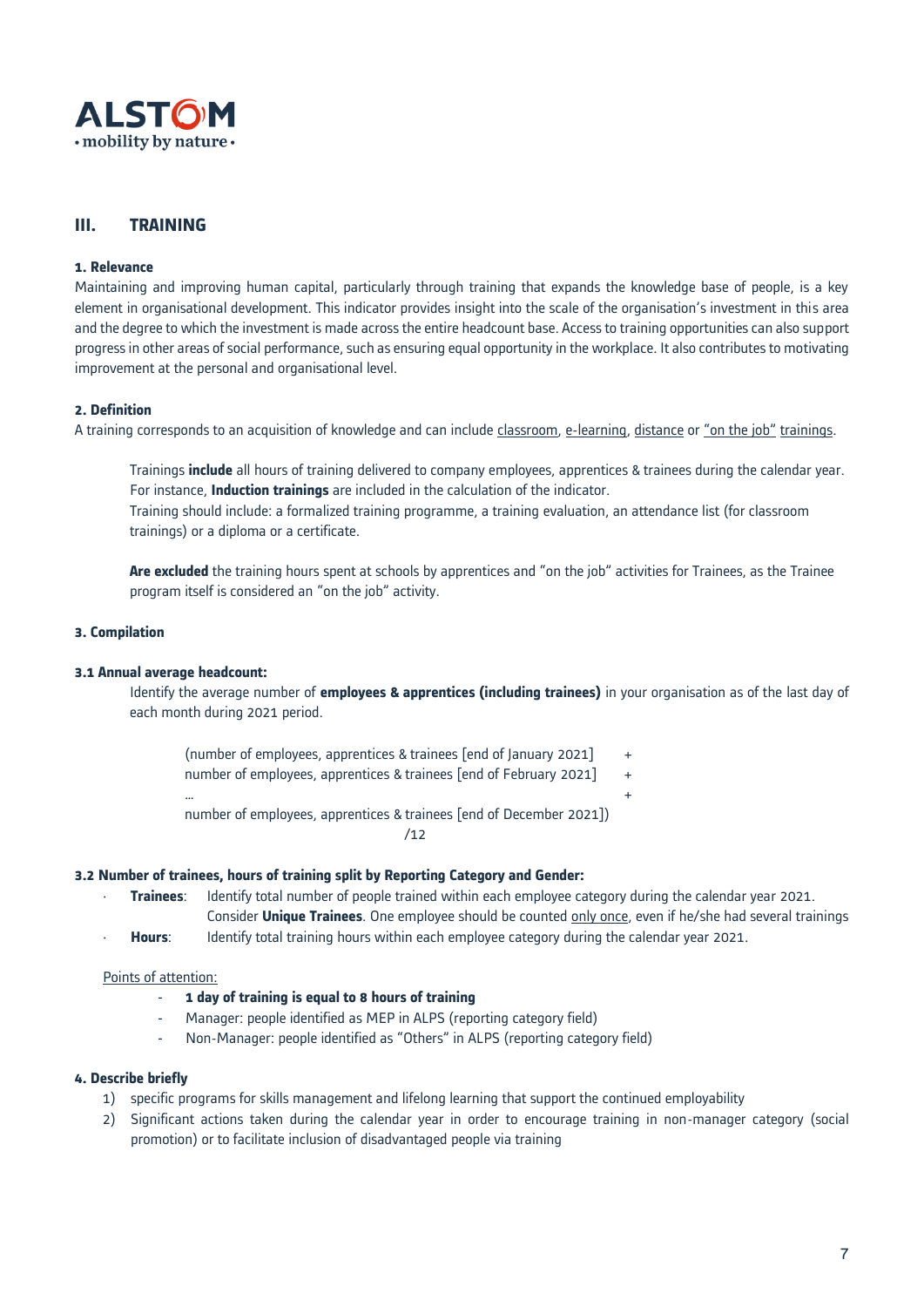## III. TRAINING

### 1. Relevance

Maintaining and improving human capital, particularly through training that expands the knowledge base of people, is a key element in organisational development. This indicator provides insight into the scale of the organisation's investment in this area and the degree to which the investment is made across the entire headcount base. Access to training opportunities can also support progress in other areas of social performance, such as ensuring equal opportunity in the workplace. It also contributes to motivating improvement at the personal and organisational level.

### 2. Definition

A training corresponds to an acquisition of knowledge and can include classroom, e-learning, distance or "on the job" trainings.

> Trainings **include** all hours of training delivered to company employees, apprentices & trainees during the calendar year. For instance, **Induction trainings** are included in the calculation of the indicator.
> Training should include: a formalized training programme, a training evaluation, an attendance list (for classroom trainings) or a diploma or a certificate.
>
> **Are excluded** the training hours spent at schools by apprentices and "on the job" activities for Trainees, as the Trainee program itself is considered an "on the job" activity.

### 3. Compilation

#### 3.1 Annual average headcount:

Identify the average number of **employees & apprentices (including trainees)** in your organisation as of the last day of each month during 2021 period.

(number of employees, apprentices & trainees [end of January 2021] +
number of employees, apprentices & trainees [end of February 2021] +
… +
number of employees, apprentices & trainees [end of December 2021])
/12

#### 3.2 Number of trainees, hours of training split by Reporting Category and Gender:

- **Trainees**: Identify total number of people trained within each employee category during the calendar year 2021. Consider **Unique Trainees**. One employee should be counted only once, even if he/she had several trainings
- **Hours**: Identify total training hours within each employee category during the calendar year 2021.

Points of attention:

- **1 day of training is equal to 8 hours of training**
- Manager: people identified as MEP in ALPS (reporting category field)
- Non-Manager: people identified as "Others" in ALPS (reporting category field)

### 4. Describe briefly

1) specific programs for skills management and lifelong learning that support the continued employability
2) Significant actions taken during the calendar year in order to encourage training in non-manager category (social promotion) or to facilitate inclusion of disadvantaged people via training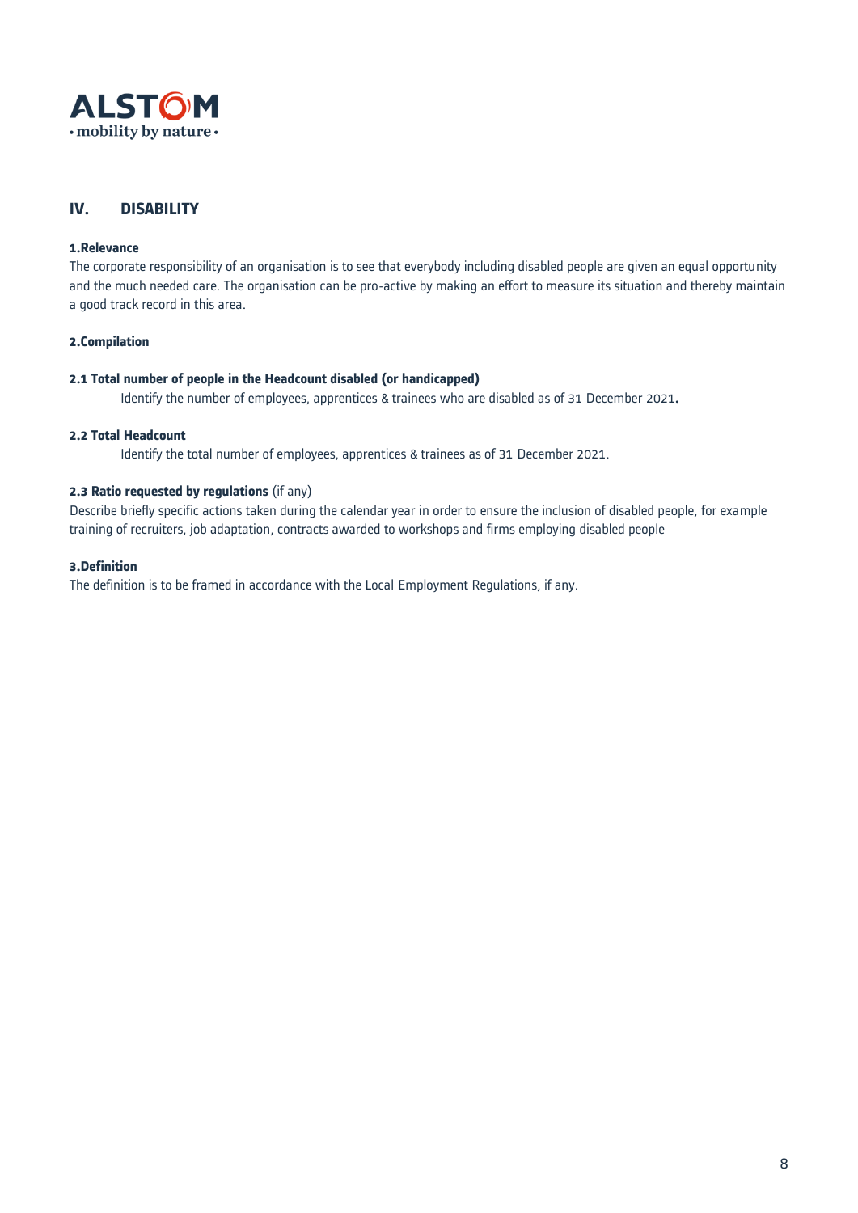## IV. DISABILITY

**1.Relevance**

The corporate responsibility of an organisation is to see that everybody including disabled people are given an equal opportunity and the much needed care. The organisation can be pro-active by making an effort to measure its situation and thereby maintain a good track record in this area.

**2.Compilation**

**2.1 Total number of people in the Headcount disabled (or handicapped)**

Identify the number of employees, apprentices & trainees who are disabled as of 31 December 2021**.**

**2.2 Total Headcount**

Identify the total number of employees, apprentices & trainees as of 31 December 2021.

**2.3 Ratio requested by regulations** (if any)

Describe briefly specific actions taken during the calendar year in order to ensure the inclusion of disabled people, for example training of recruiters, job adaptation, contracts awarded to workshops and firms employing disabled people

**3.Definition**

The definition is to be framed in accordance with the Local Employment Regulations, if any.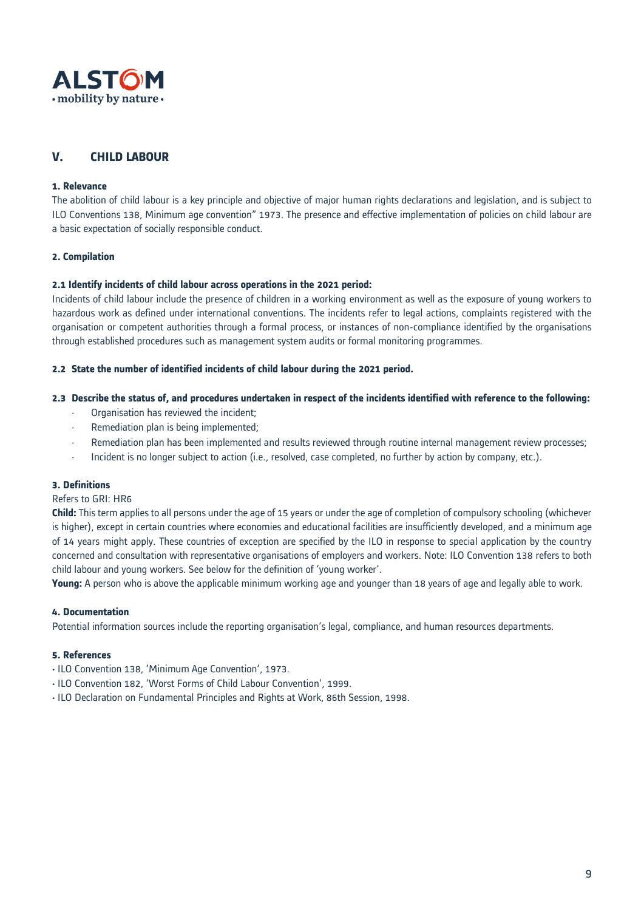## V. CHILD LABOUR

**1. Relevance**

The abolition of child labour is a key principle and objective of major human rights declarations and legislation, and is subject to ILO Conventions 138, Minimum age convention" 1973. The presence and effective implementation of policies on child labour are a basic expectation of socially responsible conduct.

**2. Compilation**

**2.1 Identify incidents of child labour across operations in the 2021 period:**

Incidents of child labour include the presence of children in a working environment as well as the exposure of young workers to hazardous work as defined under international conventions. The incidents refer to legal actions, complaints registered with the organisation or competent authorities through a formal process, or instances of non-compliance identified by the organisations through established procedures such as management system audits or formal monitoring programmes.

**2.2 State the number of identified incidents of child labour during the 2021 period.**

**2.3 Describe the status of, and procedures undertaken in respect of the incidents identified with reference to the following:**

- Organisation has reviewed the incident;
- Remediation plan is being implemented;
- Remediation plan has been implemented and results reviewed through routine internal management review processes;
- Incident is no longer subject to action (i.e., resolved, case completed, no further by action by company, etc.).

**3. Definitions**

Refers to GRI: HR6

**Child:** This term applies to all persons under the age of 15 years or under the age of completion of compulsory schooling (whichever is higher), except in certain countries where economies and educational facilities are insufficiently developed, and a minimum age of 14 years might apply. These countries of exception are specified by the ILO in response to special application by the country concerned and consultation with representative organisations of employers and workers. Note: ILO Convention 138 refers to both child labour and young workers. See below for the definition of 'young worker'.

**Young:** A person who is above the applicable minimum working age and younger than 18 years of age and legally able to work.

**4. Documentation**

Potential information sources include the reporting organisation's legal, compliance, and human resources departments.

**5. References**

- ILO Convention 138, 'Minimum Age Convention', 1973.
- ILO Convention 182, 'Worst Forms of Child Labour Convention', 1999.
- ILO Declaration on Fundamental Principles and Rights at Work, 86th Session, 1998.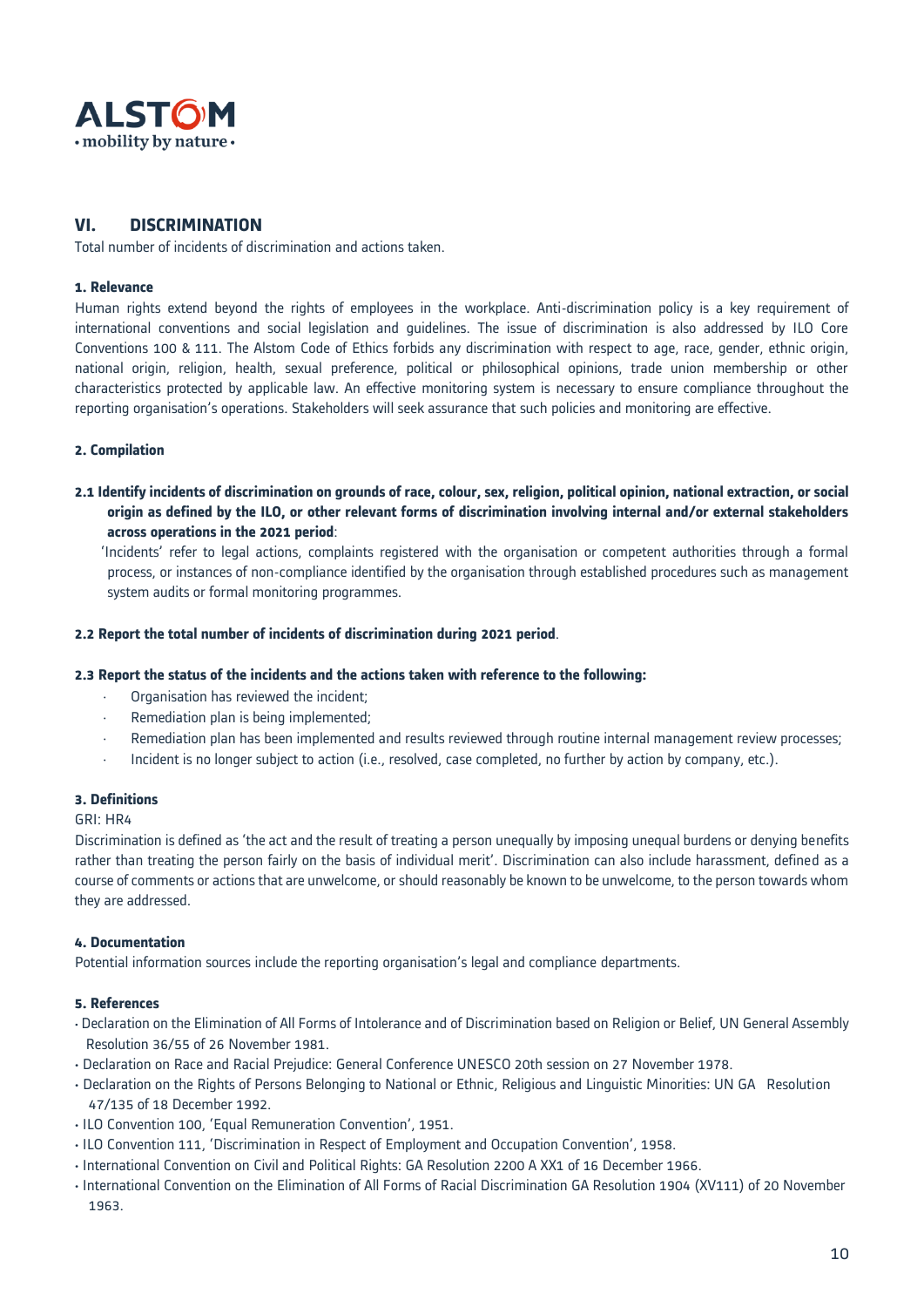## VI. DISCRIMINATION

Total number of incidents of discrimination and actions taken.

#### 1. Relevance

Human rights extend beyond the rights of employees in the workplace. Anti-discrimination policy is a key requirement of international conventions and social legislation and guidelines. The issue of discrimination is also addressed by ILO Core Conventions 100 & 111. The Alstom Code of Ethics forbids any discrimination with respect to age, race, gender, ethnic origin, national origin, religion, health, sexual preference, political or philosophical opinions, trade union membership or other characteristics protected by applicable law. An effective monitoring system is necessary to ensure compliance throughout the reporting organisation's operations. Stakeholders will seek assurance that such policies and monitoring are effective.

#### 2. Compilation

**2.1 Identify incidents of discrimination on grounds of race, colour, sex, religion, political opinion, national extraction, or social origin as defined by the ILO, or other relevant forms of discrimination involving internal and/or external stakeholders across operations in the 2021 period**:

'Incidents' refer to legal actions, complaints registered with the organisation or competent authorities through a formal process, or instances of non-compliance identified by the organisation through established procedures such as management system audits or formal monitoring programmes.

**2.2 Report the total number of incidents of discrimination during 2021 period**.

**2.3 Report the status of the incidents and the actions taken with reference to the following:**

- Organisation has reviewed the incident;
- Remediation plan is being implemented;
- Remediation plan has been implemented and results reviewed through routine internal management review processes;
- Incident is no longer subject to action (i.e., resolved, case completed, no further by action by company, etc.).

#### 3. Definitions

GRI: HR4

Discrimination is defined as 'the act and the result of treating a person unequally by imposing unequal burdens or denying benefits rather than treating the person fairly on the basis of individual merit'. Discrimination can also include harassment, defined as a course of comments or actions that are unwelcome, or should reasonably be known to be unwelcome, to the person towards whom they are addressed.

#### 4. Documentation

Potential information sources include the reporting organisation's legal and compliance departments.

#### 5. References

- Declaration on the Elimination of All Forms of Intolerance and of Discrimination based on Religion or Belief, UN General Assembly Resolution 36/55 of 26 November 1981.
- Declaration on Race and Racial Prejudice: General Conference UNESCO 20th session on 27 November 1978.
- Declaration on the Rights of Persons Belonging to National or Ethnic, Religious and Linguistic Minorities: UN GA Resolution 47/135 of 18 December 1992.
- ILO Convention 100, 'Equal Remuneration Convention', 1951.
- ILO Convention 111, 'Discrimination in Respect of Employment and Occupation Convention', 1958.
- International Convention on Civil and Political Rights: GA Resolution 2200 A XX1 of 16 December 1966.
- International Convention on the Elimination of All Forms of Racial Discrimination GA Resolution 1904 (XV111) of 20 November 1963.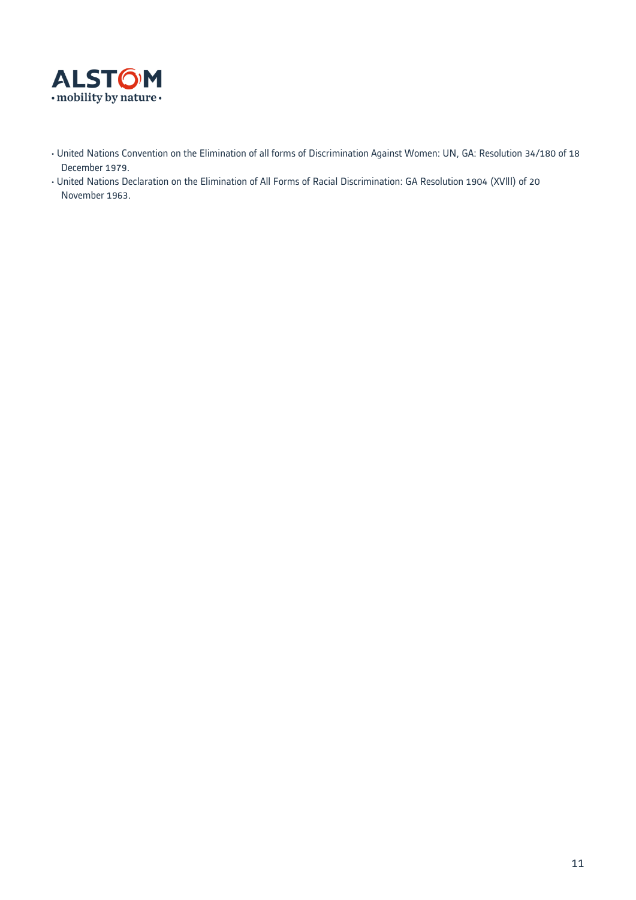- United Nations Convention on the Elimination of all forms of Discrimination Against Women: UN, GA: Resolution 34/180 of 18 December 1979.
- United Nations Declaration on the Elimination of All Forms of Racial Discrimination: GA Resolution 1904 (XVlll) of 20 November 1963.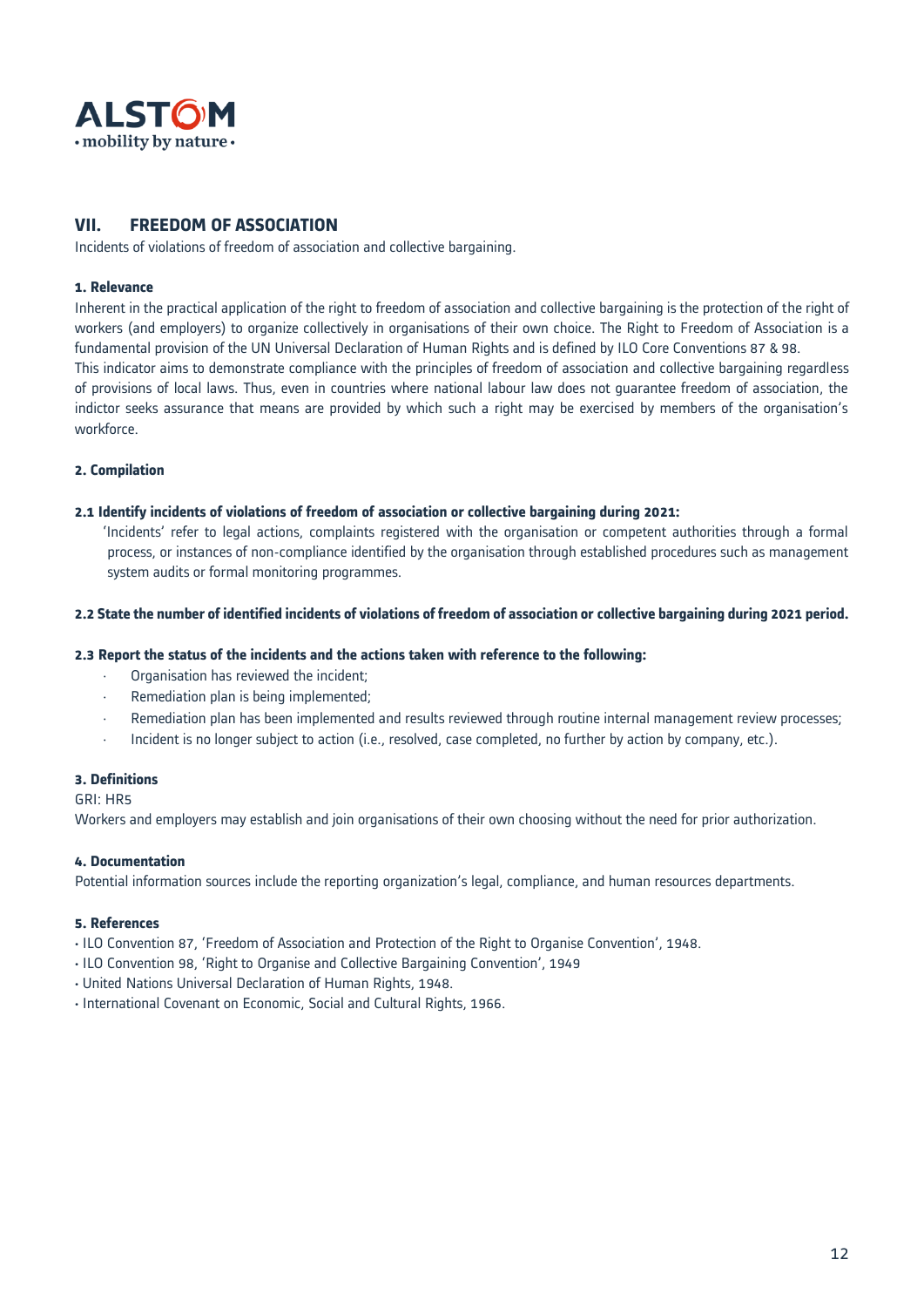## VII. FREEDOM OF ASSOCIATION

Incidents of violations of freedom of association and collective bargaining.

**1. Relevance**

Inherent in the practical application of the right to freedom of association and collective bargaining is the protection of the right of workers (and employers) to organize collectively in organisations of their own choice. The Right to Freedom of Association is a fundamental provision of the UN Universal Declaration of Human Rights and is defined by ILO Core Conventions 87 & 98.
This indicator aims to demonstrate compliance with the principles of freedom of association and collective bargaining regardless of provisions of local laws. Thus, even in countries where national labour law does not guarantee freedom of association, the indictor seeks assurance that means are provided by which such a right may be exercised by members of the organisation's workforce.

**2. Compilation**

**2.1 Identify incidents of violations of freedom of association or collective bargaining during 2021:**

'Incidents' refer to legal actions, complaints registered with the organisation or competent authorities through a formal process, or instances of non-compliance identified by the organisation through established procedures such as management system audits or formal monitoring programmes.

**2.2 State the number of identified incidents of violations of freedom of association or collective bargaining during 2021 period.**

**2.3 Report the status of the incidents and the actions taken with reference to the following:**

- Organisation has reviewed the incident;
- Remediation plan is being implemented;
- Remediation plan has been implemented and results reviewed through routine internal management review processes;
- Incident is no longer subject to action (i.e., resolved, case completed, no further by action by company, etc.).

**3. Definitions**

GRI: HR5
Workers and employers may establish and join organisations of their own choosing without the need for prior authorization.

**4. Documentation**

Potential information sources include the reporting organization's legal, compliance, and human resources departments.

**5. References**

- ILO Convention 87, 'Freedom of Association and Protection of the Right to Organise Convention', 1948.
- ILO Convention 98, 'Right to Organise and Collective Bargaining Convention', 1949
- United Nations Universal Declaration of Human Rights, 1948.
- International Covenant on Economic, Social and Cultural Rights, 1966.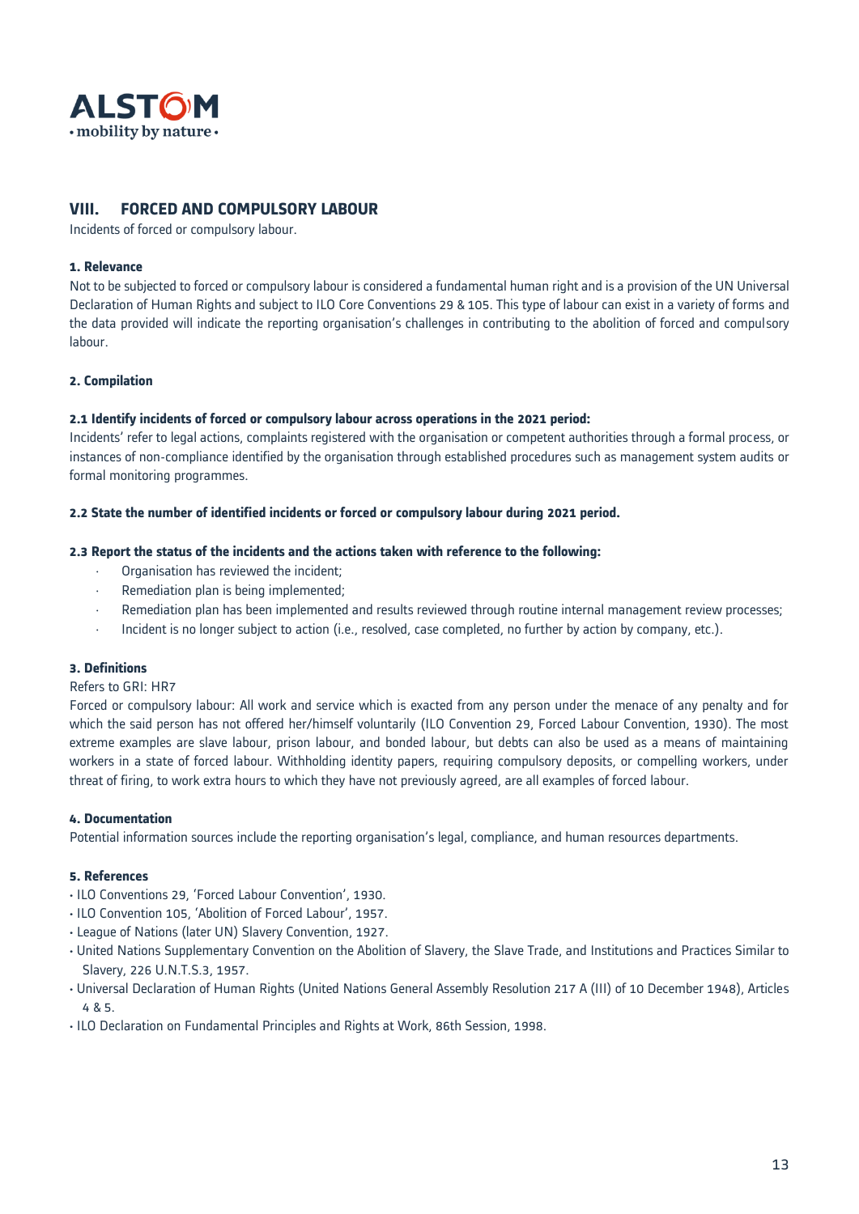## VIII. FORCED AND COMPULSORY LABOUR

Incidents of forced or compulsory labour.

**1. Relevance**

Not to be subjected to forced or compulsory labour is considered a fundamental human right and is a provision of the UN Universal Declaration of Human Rights and subject to ILO Core Conventions 29 & 105. This type of labour can exist in a variety of forms and the data provided will indicate the reporting organisation's challenges in contributing to the abolition of forced and compulsory labour.

**2. Compilation**

**2.1 Identify incidents of forced or compulsory labour across operations in the 2021 period:**

Incidents' refer to legal actions, complaints registered with the organisation or competent authorities through a formal process, or instances of non-compliance identified by the organisation through established procedures such as management system audits or formal monitoring programmes.

**2.2 State the number of identified incidents or forced or compulsory labour during 2021 period.**

**2.3 Report the status of the incidents and the actions taken with reference to the following:**

- Organisation has reviewed the incident;
- Remediation plan is being implemented;
- Remediation plan has been implemented and results reviewed through routine internal management review processes;
- Incident is no longer subject to action (i.e., resolved, case completed, no further by action by company, etc.).

**3. Definitions**

Refers to GRI: HR7

Forced or compulsory labour: All work and service which is exacted from any person under the menace of any penalty and for which the said person has not offered her/himself voluntarily (ILO Convention 29, Forced Labour Convention, 1930). The most extreme examples are slave labour, prison labour, and bonded labour, but debts can also be used as a means of maintaining workers in a state of forced labour. Withholding identity papers, requiring compulsory deposits, or compelling workers, under threat of firing, to work extra hours to which they have not previously agreed, are all examples of forced labour.

**4. Documentation**

Potential information sources include the reporting organisation's legal, compliance, and human resources departments.

**5. References**

- ILO Conventions 29, 'Forced Labour Convention', 1930.
- ILO Convention 105, 'Abolition of Forced Labour', 1957.
- League of Nations (later UN) Slavery Convention, 1927.
- United Nations Supplementary Convention on the Abolition of Slavery, the Slave Trade, and Institutions and Practices Similar to Slavery, 226 U.N.T.S.3, 1957.
- Universal Declaration of Human Rights (United Nations General Assembly Resolution 217 A (III) of 10 December 1948), Articles 4 & 5.
- ILO Declaration on Fundamental Principles and Rights at Work, 86th Session, 1998.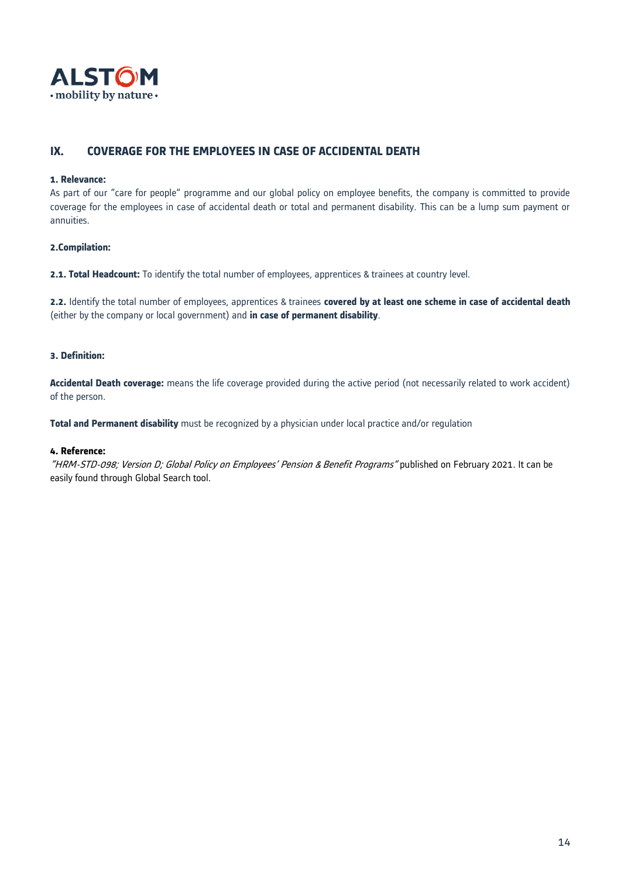## IX. COVERAGE FOR THE EMPLOYEES IN CASE OF ACCIDENTAL DEATH

**1. Relevance:**
As part of our "care for people" programme and our global policy on employee benefits, the company is committed to provide coverage for the employees in case of accidental death or total and permanent disability. This can be a lump sum payment or annuities.

**2.Compilation:**

**2.1. Total Headcount:** To identify the total number of employees, apprentices & trainees at country level.

**2.2.** Identify the total number of employees, apprentices & trainees **covered by at least one scheme in case of accidental death** (either by the company or local government) and **in case of permanent disability**.

**3. Definition:**

**Accidental Death coverage:** means the life coverage provided during the active period (not necessarily related to work accident) of the person.

**Total and Permanent disability** must be recognized by a physician under local practice and/or regulation

**4. Reference:**
*"HRM-STD-098; Version D; Global Policy on Employees' Pension & Benefit Programs"* published on February 2021. It can be easily found through Global Search tool.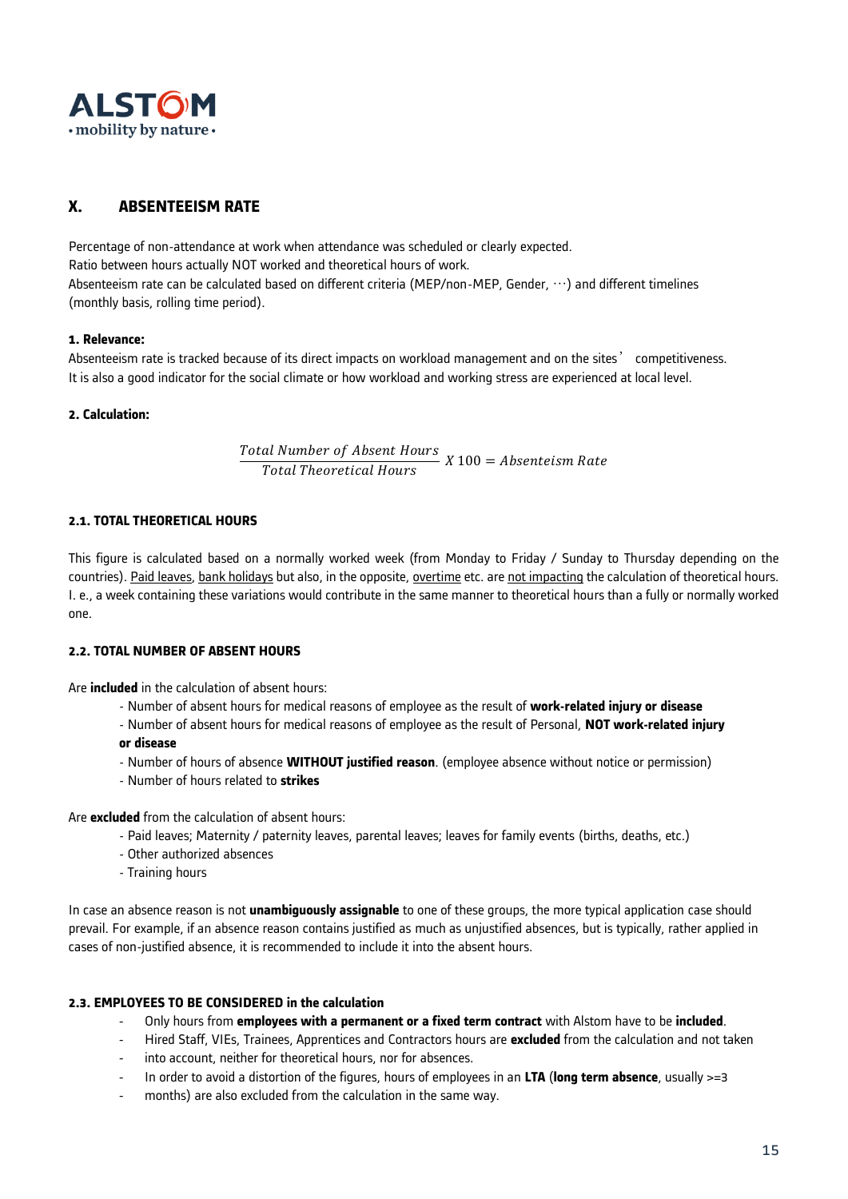## X. ABSENTEEISM RATE

Percentage of non-attendance at work when attendance was scheduled or clearly expected.
Ratio between hours actually NOT worked and theoretical hours of work.
Absenteeism rate can be calculated based on different criteria (MEP/non-MEP, Gender, …) and different timelines (monthly basis, rolling time period).

**1. Relevance:**
Absenteeism rate is tracked because of its direct impacts on workload management and on the sites' competitiveness.
It is also a good indicator for the social climate or how workload and working stress are experienced at local level.

**2. Calculation:**

$$\frac{Total\ Number\ of\ Absent\ Hours}{Total\ Theoretical\ Hours}\ X\ 100 = Absenteeism\ Rate$$

**2.1. TOTAL THEORETICAL HOURS**

This figure is calculated based on a normally worked week (from Monday to Friday / Sunday to Thursday depending on the countries). Paid leaves, bank holidays but also, in the opposite, overtime etc. are not impacting the calculation of theoretical hours. I. e., a week containing these variations would contribute in the same manner to theoretical hours than a fully or normally worked one.

**2.2. TOTAL NUMBER OF ABSENT HOURS**

Are **included** in the calculation of absent hours:

- Number of absent hours for medical reasons of employee as the result of **work-related injury or disease**
- Number of absent hours for medical reasons of employee as the result of Personal, **NOT work-related injury or disease**
- Number of hours of absence **WITHOUT justified reason**. (employee absence without notice or permission)
- Number of hours related to **strikes**

Are **excluded** from the calculation of absent hours:

- Paid leaves; Maternity / paternity leaves, parental leaves; leaves for family events (births, deaths, etc.)
- Other authorized absences
- Training hours

In case an absence reason is not **unambiguously assignable** to one of these groups, the more typical application case should prevail. For example, if an absence reason contains justified as much as unjustified absences, but is typically, rather applied in cases of non-justified absence, it is recommended to include it into the absent hours.

**2.3. EMPLOYEES TO BE CONSIDERED in the calculation**

- Only hours from **employees with a permanent or a fixed term contract** with Alstom have to be **included**.
- Hired Staff, VIEs, Trainees, Apprentices and Contractors hours are **excluded** from the calculation and not taken
- into account, neither for theoretical hours, nor for absences.
- In order to avoid a distortion of the figures, hours of employees in an **LTA** (**long term absence**, usually >=3
- months) are also excluded from the calculation in the same way.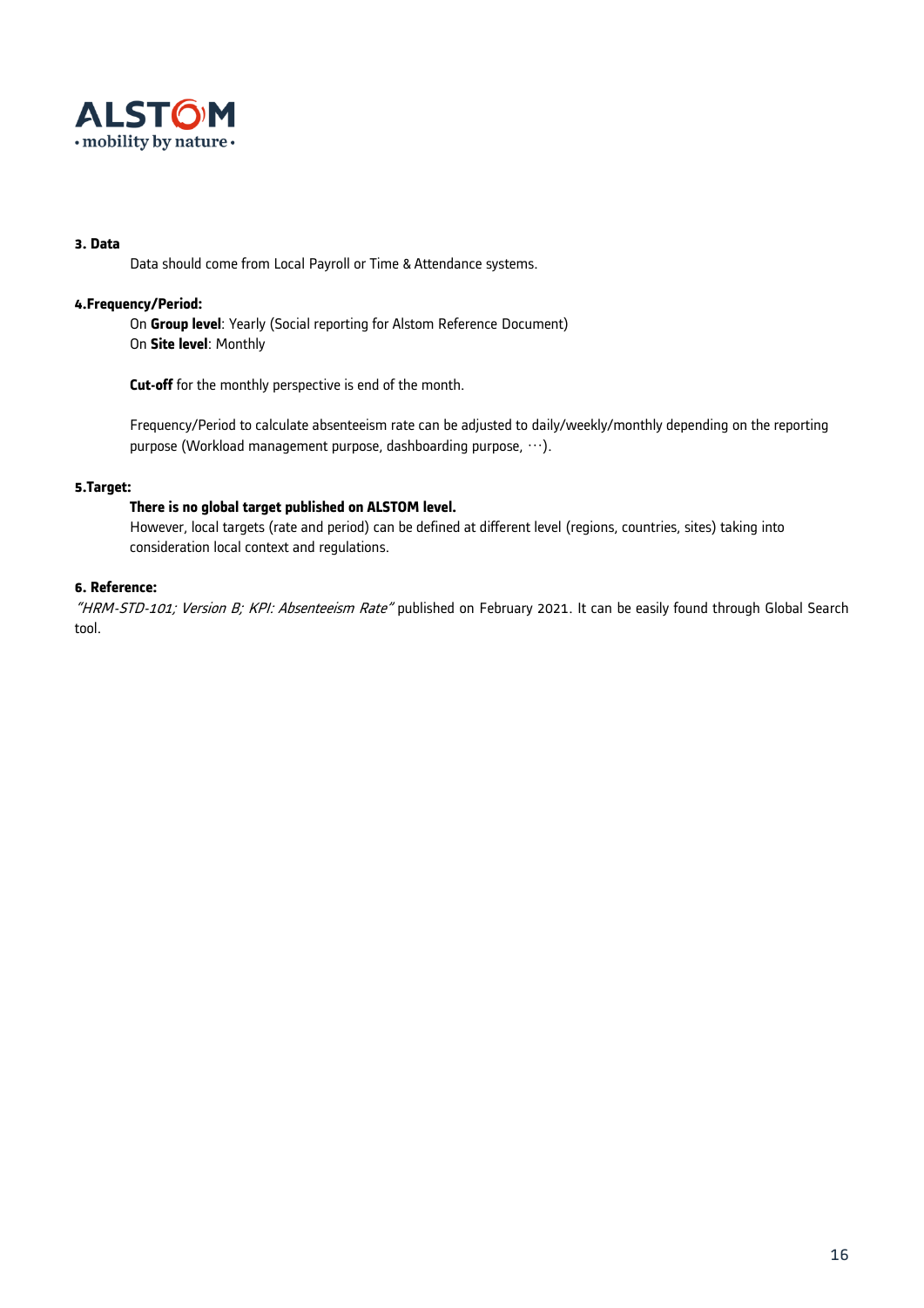**3. Data**

Data should come from Local Payroll or Time & Attendance systems.

**4.Frequency/Period:**

On **Group level**: Yearly (Social reporting for Alstom Reference Document)
On **Site level**: Monthly

**Cut-off** for the monthly perspective is end of the month.

Frequency/Period to calculate absenteeism rate can be adjusted to daily/weekly/monthly depending on the reporting purpose (Workload management purpose, dashboarding purpose, …).

**5.Target:**

**There is no global target published on ALSTOM level.**
However, local targets (rate and period) can be defined at different level (regions, countries, sites) taking into consideration local context and regulations.

**6. Reference:**

*"HRM-STD-101; Version B; KPI: Absenteeism Rate"* published on February 2021. It can be easily found through Global Search tool.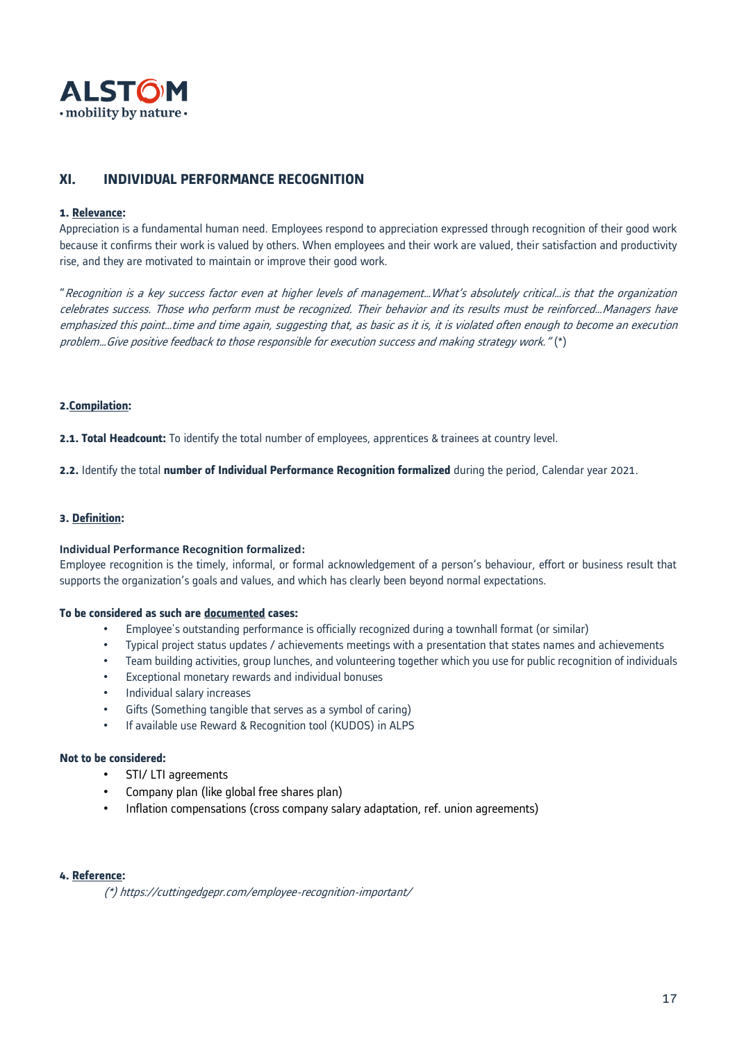## XI. INDIVIDUAL PERFORMANCE RECOGNITION

**1. Relevance:**

Appreciation is a fundamental human need. Employees respond to appreciation expressed through recognition of their good work because it confirms their work is valued by others. When employees and their work are valued, their satisfaction and productivity rise, and they are motivated to maintain or improve their good work.

"*Recognition is a key success factor even at higher levels of management…What's absolutely critical…is that the organization celebrates success. Those who perform must be recognized. Their behavior and its results must be reinforced…Managers have emphasized this point…time and time again, suggesting that, as basic as it is, it is violated often enough to become an execution problem…Give positive feedback to those responsible for execution success and making strategy work.*" (*)

**2. Compilation:**

**2.1. Total Headcount:** To identify the total number of employees, apprentices & trainees at country level.

**2.2.** Identify the total **number of Individual Performance Recognition formalized** during the period, Calendar year 2021.

**3. Definition:**

**Individual Performance Recognition formalized:**

Employee recognition is the timely, informal, or formal acknowledgement of a person's behaviour, effort or business result that supports the organization's goals and values, and which has clearly been beyond normal expectations.

**To be considered as such are documented cases:**

- Employee's outstanding performance is officially recognized during a townhall format (or similar)
- Typical project status updates / achievements meetings with a presentation that states names and achievements
- Team building activities, group lunches, and volunteering together which you use for public recognition of individuals
- Exceptional monetary rewards and individual bonuses
- Individual salary increases
- Gifts (Something tangible that serves as a symbol of caring)
- If available use Reward & Recognition tool (KUDOS) in ALPS

**Not to be considered:**

- STI/ LTI agreements
- Company plan (like global free shares plan)
- Inflation compensations (cross company salary adaptation, ref. union agreements)

**4. Reference:**

*(*) https://cuttingedgepr.com/employee-recognition-important/*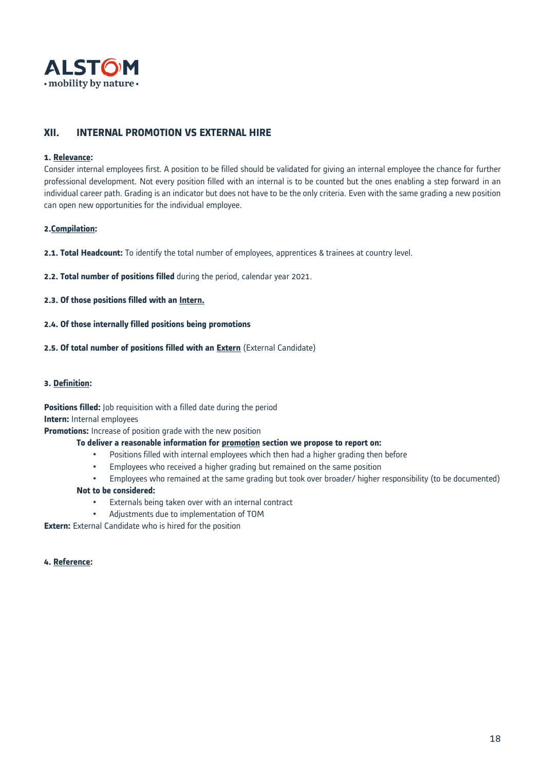ALSTOM
• mobility by nature •

## XII. INTERNAL PROMOTION VS EXTERNAL HIRE

**1. Relevance:**
Consider internal employees first. A position to be filled should be validated for giving an internal employee the chance for further professional development. Not every position filled with an internal is to be counted but the ones enabling a step forward in an individual career path. Grading is an indicator but does not have to be the only criteria. Even with the same grading a new position can open new opportunities for the individual employee.

**2.Compilation:**

**2.1. Total Headcount:** To identify the total number of employees, apprentices & trainees at country level.

**2.2. Total number of positions filled** during the period, calendar year 2021.

**2.3. Of those positions filled with an Intern.**

**2.4. Of those internally filled positions being promotions**

**2.5. Of total number of positions filled with an Extern** (External Candidate)

**3. Definition:**

**Positions filled:** Job requisition with a filled date during the period
**Intern:** Internal employees
**Promotions:** Increase of position grade with the new position

**To deliver a reasonable information for promotion section we propose to report on:**

- Positions filled with internal employees which then had a higher grading then before
- Employees who received a higher grading but remained on the same position
- Employees who remained at the same grading but took over broader/ higher responsibility (to be documented)

**Not to be considered:**

- Externals being taken over with an internal contract
- Adjustments due to implementation of TOM

**Extern:** External Candidate who is hired for the position

**4. Reference:**